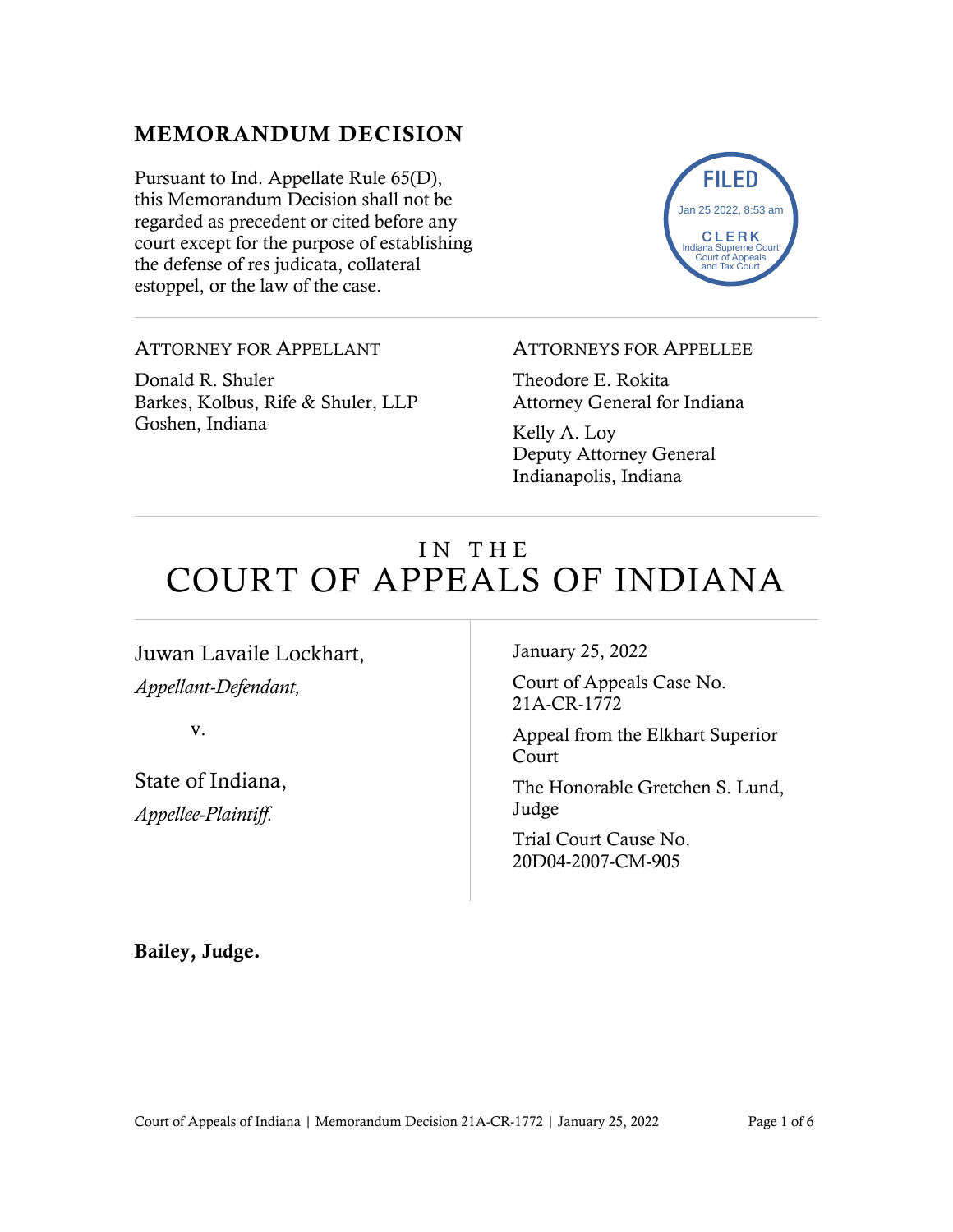## MEMORANDUM DECISION

Pursuant to Ind. Appellate Rule 65(D), this Memorandum Decision shall not be regarded as precedent or cited before any court except for the purpose of establishing the defense of res judicata, collateral estoppel, or the law of the case.

FILED
Jan 25 2022, 8:53 am
CLERK
Indiana Supreme Court
Court of Appeals
and Tax Court

---

ATTORNEY FOR APPELLANT

Donald R. Shuler
Barkes, Kolbus, Rife & Shuler, LLP
Goshen, Indiana

ATTORNEYS FOR APPELLEE

Theodore E. Rokita
Attorney General for Indiana

Kelly A. Loy
Deputy Attorney General
Indianapolis, Indiana

---

# IN THE COURT OF APPEALS OF INDIANA

---

Juwan Lavaile Lockhart,
*Appellant-Defendant,*

v.

State of Indiana,
*Appellee-Plaintiff.*

January 25, 2022

Court of Appeals Case No. 21A-CR-1772

Appeal from the Elkhart Superior Court

The Honorable Gretchen S. Lund, Judge

Trial Court Cause No. 20D04-2007-CM-905

**Bailey, Judge.**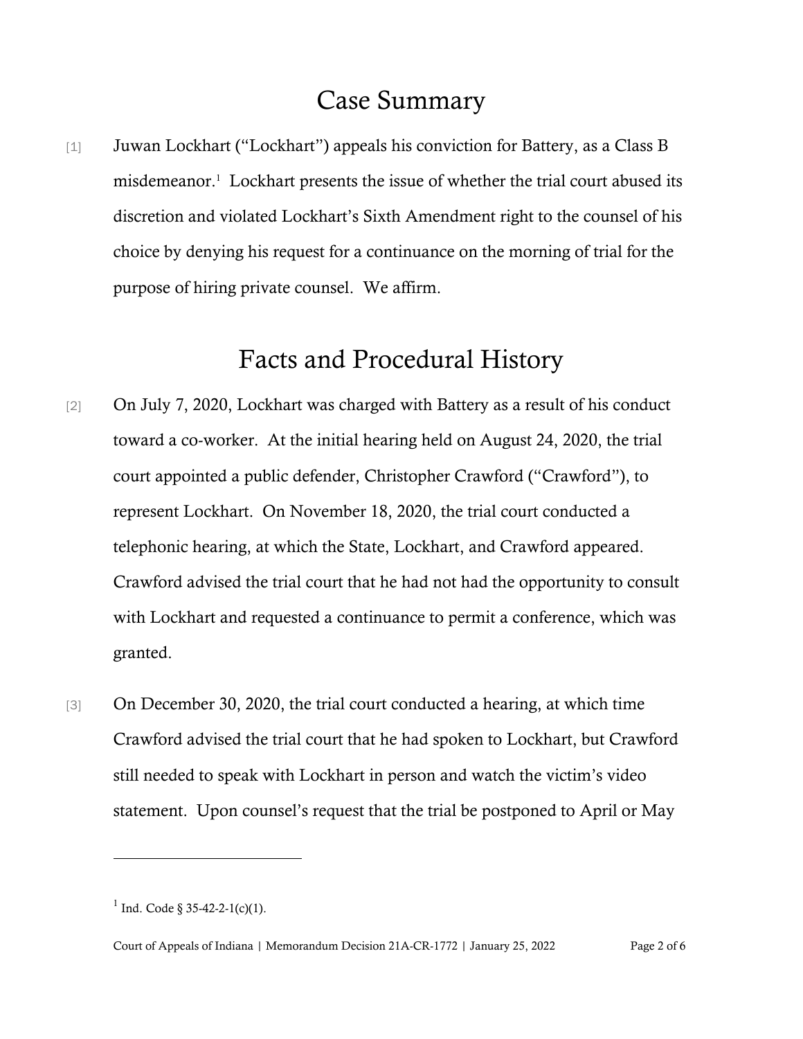# Case Summary

[1] Juwan Lockhart ("Lockhart") appeals his conviction for Battery, as a Class B misdemeanor.[1] Lockhart presents the issue of whether the trial court abused its discretion and violated Lockhart's Sixth Amendment right to the counsel of his choice by denying his request for a continuance on the morning of trial for the purpose of hiring private counsel. We affirm.

# Facts and Procedural History

[2] On July 7, 2020, Lockhart was charged with Battery as a result of his conduct toward a co-worker. At the initial hearing held on August 24, 2020, the trial court appointed a public defender, Christopher Crawford ("Crawford"), to represent Lockhart. On November 18, 2020, the trial court conducted a telephonic hearing, at which the State, Lockhart, and Crawford appeared. Crawford advised the trial court that he had not had the opportunity to consult with Lockhart and requested a continuance to permit a conference, which was granted.

[3] On December 30, 2020, the trial court conducted a hearing, at which time Crawford advised the trial court that he had spoken to Lockhart, but Crawford still needed to speak with Lockhart in person and watch the victim's video statement. Upon counsel's request that the trial be postponed to April or May

---

[1] Ind. Code § 35-42-2-1(c)(1).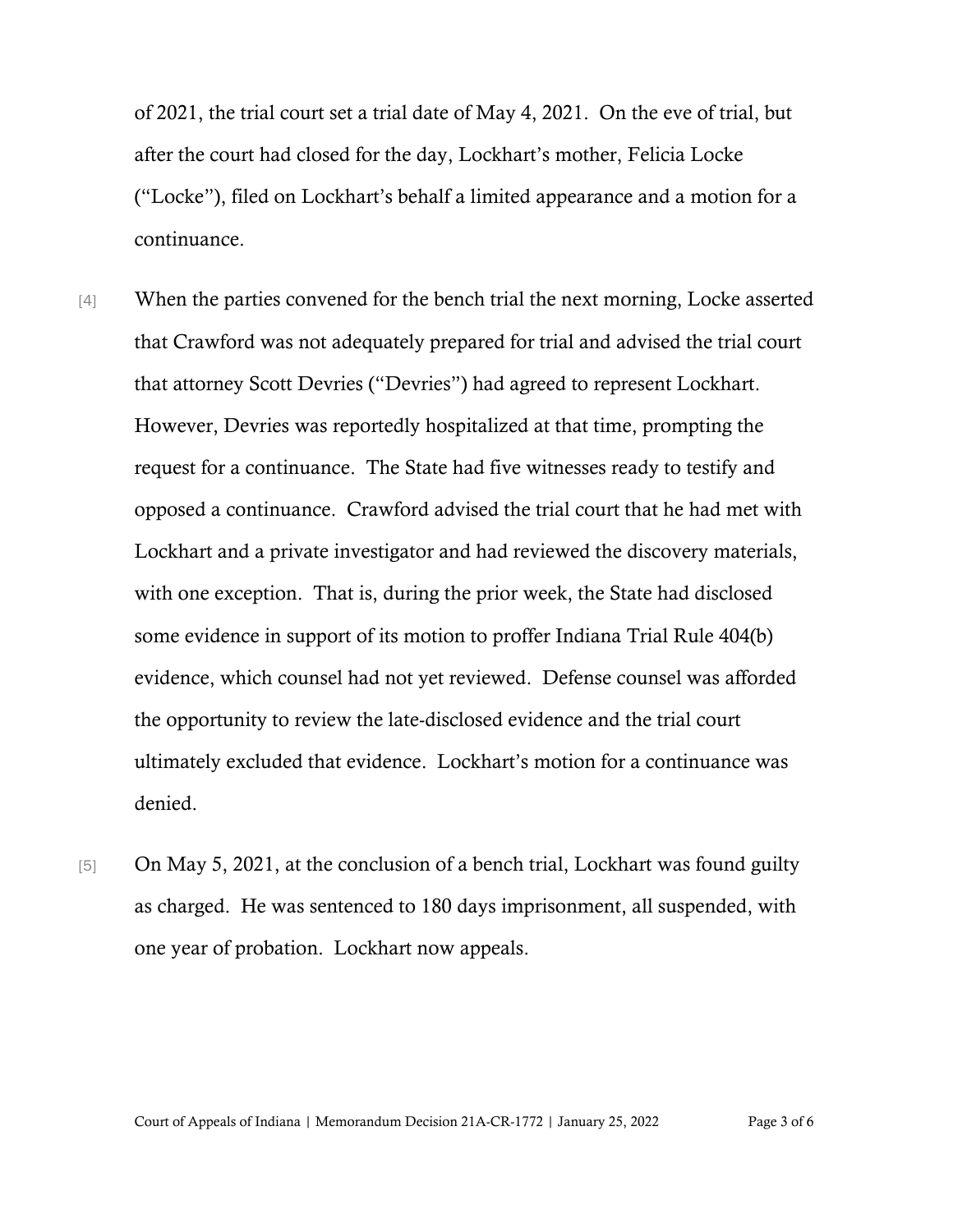of 2021, the trial court set a trial date of May 4, 2021. On the eve of trial, but after the court had closed for the day, Lockhart's mother, Felicia Locke ("Locke"), filed on Lockhart's behalf a limited appearance and a motion for a continuance.

[4] When the parties convened for the bench trial the next morning, Locke asserted that Crawford was not adequately prepared for trial and advised the trial court that attorney Scott Devries ("Devries") had agreed to represent Lockhart. However, Devries was reportedly hospitalized at that time, prompting the request for a continuance. The State had five witnesses ready to testify and opposed a continuance. Crawford advised the trial court that he had met with Lockhart and a private investigator and had reviewed the discovery materials, with one exception. That is, during the prior week, the State had disclosed some evidence in support of its motion to proffer Indiana Trial Rule 404(b) evidence, which counsel had not yet reviewed. Defense counsel was afforded the opportunity to review the late-disclosed evidence and the trial court ultimately excluded that evidence. Lockhart's motion for a continuance was denied.

[5] On May 5, 2021, at the conclusion of a bench trial, Lockhart was found guilty as charged. He was sentenced to 180 days imprisonment, all suspended, with one year of probation. Lockhart now appeals.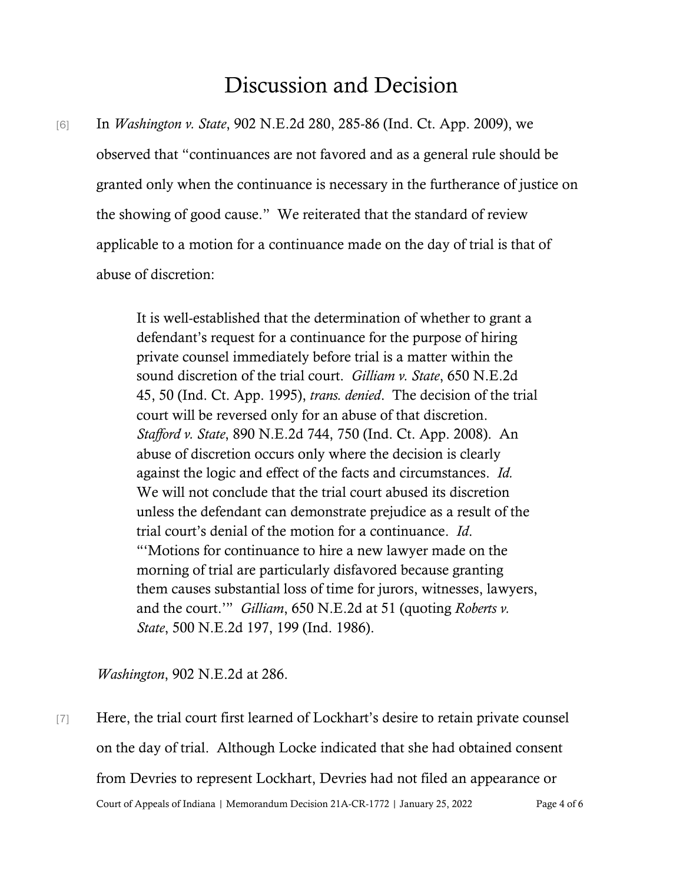# Discussion and Decision

[6] In *Washington v. State*, 902 N.E.2d 280, 285-86 (Ind. Ct. App. 2009), we observed that "continuances are not favored and as a general rule should be granted only when the continuance is necessary in the furtherance of justice on the showing of good cause." We reiterated that the standard of review applicable to a motion for a continuance made on the day of trial is that of abuse of discretion:

> It is well-established that the determination of whether to grant a defendant's request for a continuance for the purpose of hiring private counsel immediately before trial is a matter within the sound discretion of the trial court. *Gilliam v. State*, 650 N.E.2d 45, 50 (Ind. Ct. App. 1995), *trans. denied*. The decision of the trial court will be reversed only for an abuse of that discretion. *Stafford v. State*, 890 N.E.2d 744, 750 (Ind. Ct. App. 2008). An abuse of discretion occurs only where the decision is clearly against the logic and effect of the facts and circumstances. *Id.* We will not conclude that the trial court abused its discretion unless the defendant can demonstrate prejudice as a result of the trial court's denial of the motion for a continuance. *Id*. "'Motions for continuance to hire a new lawyer made on the morning of trial are particularly disfavored because granting them causes substantial loss of time for jurors, witnesses, lawyers, and the court.'" *Gilliam*, 650 N.E.2d at 51 (quoting *Roberts v. State*, 500 N.E.2d 197, 199 (Ind. 1986).

*Washington*, 902 N.E.2d at 286.

[7] Here, the trial court first learned of Lockhart's desire to retain private counsel on the day of trial. Although Locke indicated that she had obtained consent from Devries to represent Lockhart, Devries had not filed an appearance or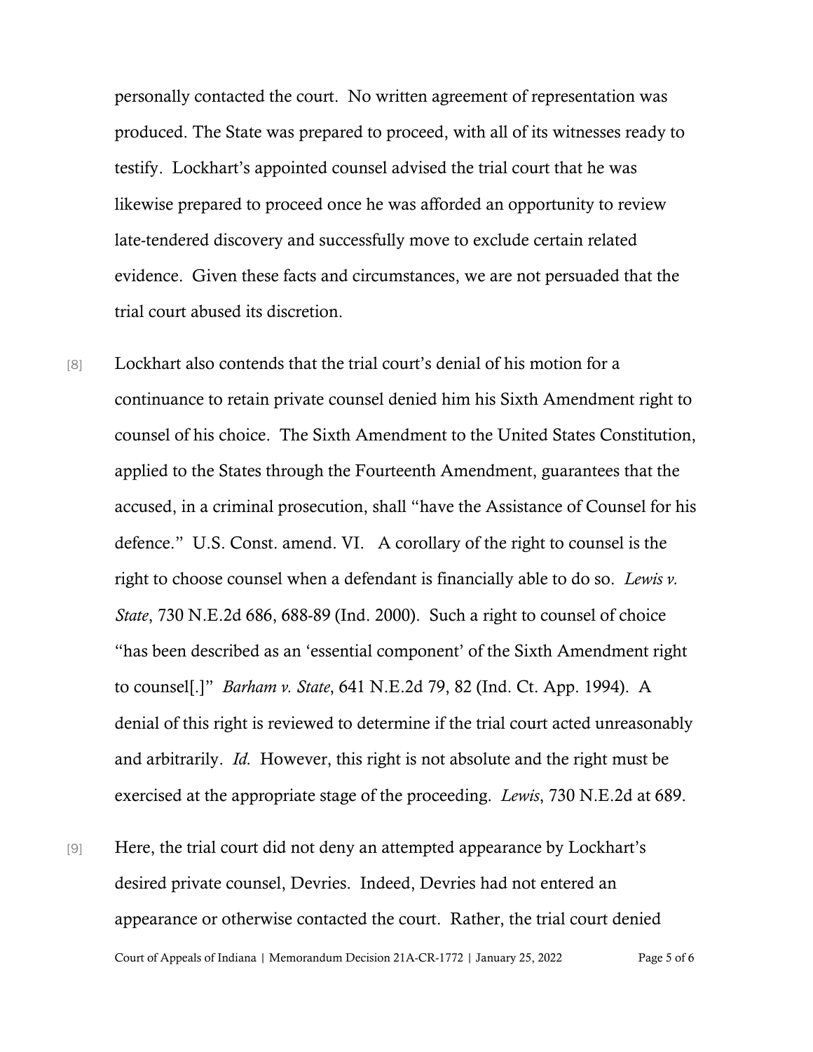personally contacted the court. No written agreement of representation was produced. The State was prepared to proceed, with all of its witnesses ready to testify. Lockhart's appointed counsel advised the trial court that he was likewise prepared to proceed once he was afforded an opportunity to review late-tendered discovery and successfully move to exclude certain related evidence. Given these facts and circumstances, we are not persuaded that the trial court abused its discretion.

[8] Lockhart also contends that the trial court's denial of his motion for a continuance to retain private counsel denied him his Sixth Amendment right to counsel of his choice. The Sixth Amendment to the United States Constitution, applied to the States through the Fourteenth Amendment, guarantees that the accused, in a criminal prosecution, shall "have the Assistance of Counsel for his defence." U.S. Const. amend. VI. A corollary of the right to counsel is the right to choose counsel when a defendant is financially able to do so. *Lewis v. State*, 730 N.E.2d 686, 688-89 (Ind. 2000). Such a right to counsel of choice "has been described as an 'essential component' of the Sixth Amendment right to counsel[.]" *Barham v. State*, 641 N.E.2d 79, 82 (Ind. Ct. App. 1994). A denial of this right is reviewed to determine if the trial court acted unreasonably and arbitrarily. *Id.* However, this right is not absolute and the right must be exercised at the appropriate stage of the proceeding. *Lewis*, 730 N.E.2d at 689.

[9] Here, the trial court did not deny an attempted appearance by Lockhart's desired private counsel, Devries. Indeed, Devries had not entered an appearance or otherwise contacted the court. Rather, the trial court denied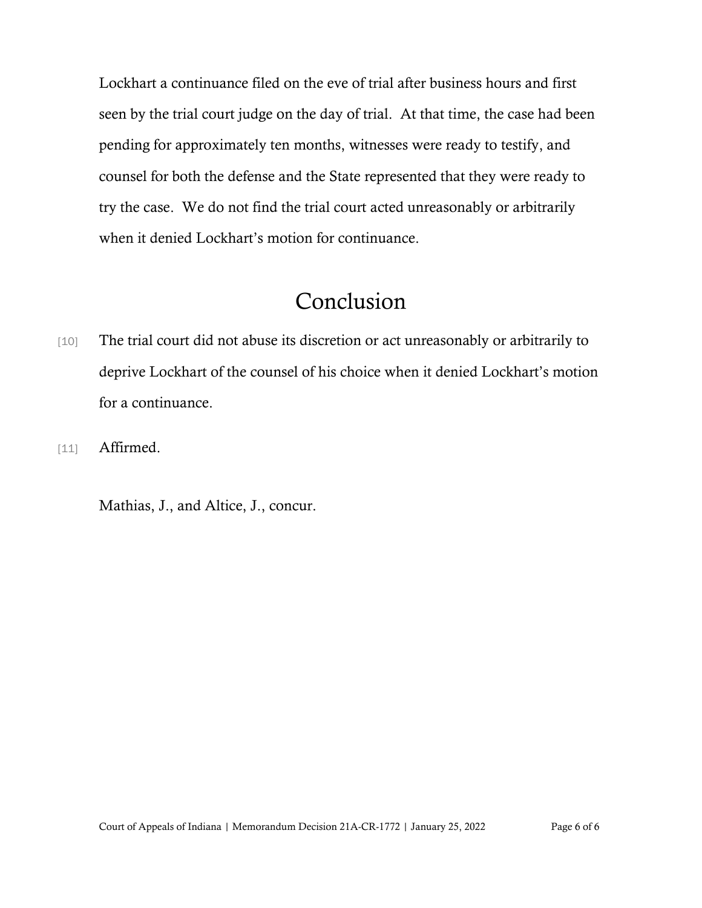Lockhart a continuance filed on the eve of trial after business hours and first seen by the trial court judge on the day of trial. At that time, the case had been pending for approximately ten months, witnesses were ready to testify, and counsel for both the defense and the State represented that they were ready to try the case. We do not find the trial court acted unreasonably or arbitrarily when it denied Lockhart's motion for continuance.

# Conclusion

[10] The trial court did not abuse its discretion or act unreasonably or arbitrarily to deprive Lockhart of the counsel of his choice when it denied Lockhart's motion for a continuance.

[11] Affirmed.

Mathias, J., and Altice, J., concur.